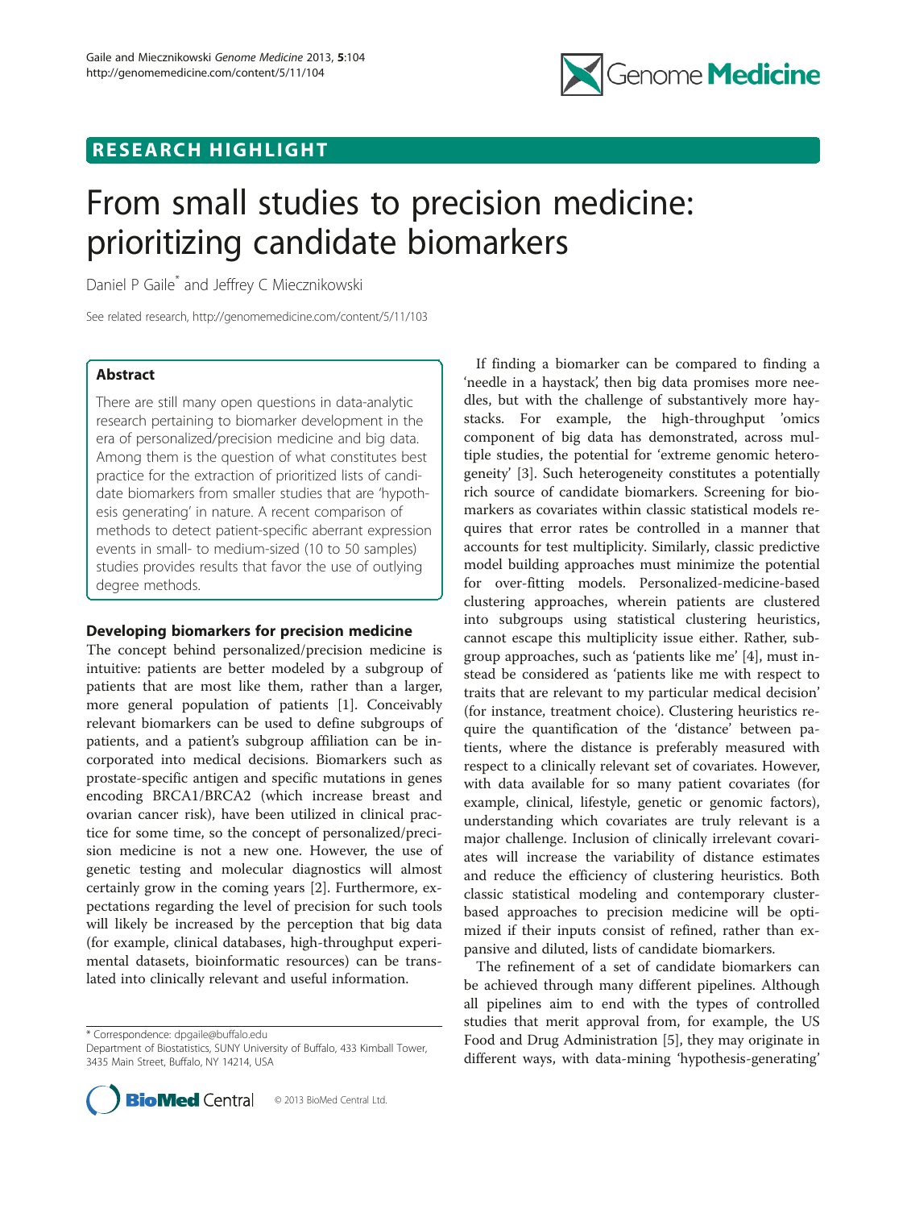RESEARCH HIGHLIGHT

# From small studies to precision medicine: prioritizing candidate biomarkers

Daniel P Gaile* and Jeffrey C Miecznikowski

See related research, http://genomemedicine.com/content/5/11/103

## Abstract

There are still many open questions in data-analytic research pertaining to biomarker development in the era of personalized/precision medicine and big data. Among them is the question of what constitutes best practice for the extraction of prioritized lists of candidate biomarkers from smaller studies that are 'hypothesis generating' in nature. A recent comparison of methods to detect patient-specific aberrant expression events in small- to medium-sized (10 to 50 samples) studies provides results that favor the use of outlying degree methods.

## Developing biomarkers for precision medicine

The concept behind personalized/precision medicine is intuitive: patients are better modeled by a subgroup of patients that are most like them, rather than a larger, more general population of patients [1]. Conceivably relevant biomarkers can be used to define subgroups of patients, and a patient's subgroup affiliation can be incorporated into medical decisions. Biomarkers such as prostate-specific antigen and specific mutations in genes encoding BRCA1/BRCA2 (which increase breast and ovarian cancer risk), have been utilized in clinical practice for some time, so the concept of personalized/precision medicine is not a new one. However, the use of genetic testing and molecular diagnostics will almost certainly grow in the coming years [2]. Furthermore, expectations regarding the level of precision for such tools will likely be increased by the perception that big data (for example, clinical databases, high-throughput experimental datasets, bioinformatic resources) can be translated into clinically relevant and useful information.

If finding a biomarker can be compared to finding a 'needle in a haystack', then big data promises more needles, but with the challenge of substantively more haystacks. For example, the high-throughput 'omics component of big data has demonstrated, across multiple studies, the potential for 'extreme genomic heterogeneity' [3]. Such heterogeneity constitutes a potentially rich source of candidate biomarkers. Screening for biomarkers as covariates within classic statistical models requires that error rates be controlled in a manner that accounts for test multiplicity. Similarly, classic predictive model building approaches must minimize the potential for over-fitting models. Personalized-medicine-based clustering approaches, wherein patients are clustered into subgroups using statistical clustering heuristics, cannot escape this multiplicity issue either. Rather, subgroup approaches, such as 'patients like me' [4], must instead be considered as 'patients like me with respect to traits that are relevant to my particular medical decision' (for instance, treatment choice). Clustering heuristics require the quantification of the 'distance' between patients, where the distance is preferably measured with respect to a clinically relevant set of covariates. However, with data available for so many patient covariates (for example, clinical, lifestyle, genetic or genomic factors), understanding which covariates are truly relevant is a major challenge. Inclusion of clinically irrelevant covariates will increase the variability of distance estimates and reduce the efficiency of clustering heuristics. Both classic statistical modeling and contemporary cluster-based approaches to precision medicine will be optimized if their inputs consist of refined, rather than expansive and diluted, lists of candidate biomarkers.

The refinement of a set of candidate biomarkers can be achieved through many different pipelines. Although all pipelines aim to end with the types of controlled studies that merit approval from, for example, the US Food and Drug Administration [5], they may originate in different ways, with data-mining 'hypothesis-generating'

\* Correspondence: dpgaile@buffalo.edu
Department of Biostatistics, SUNY University of Buffalo, 433 Kimball Tower, 3435 Main Street, Buffalo, NY 14214, USA

© 2013 BioMed Central Ltd.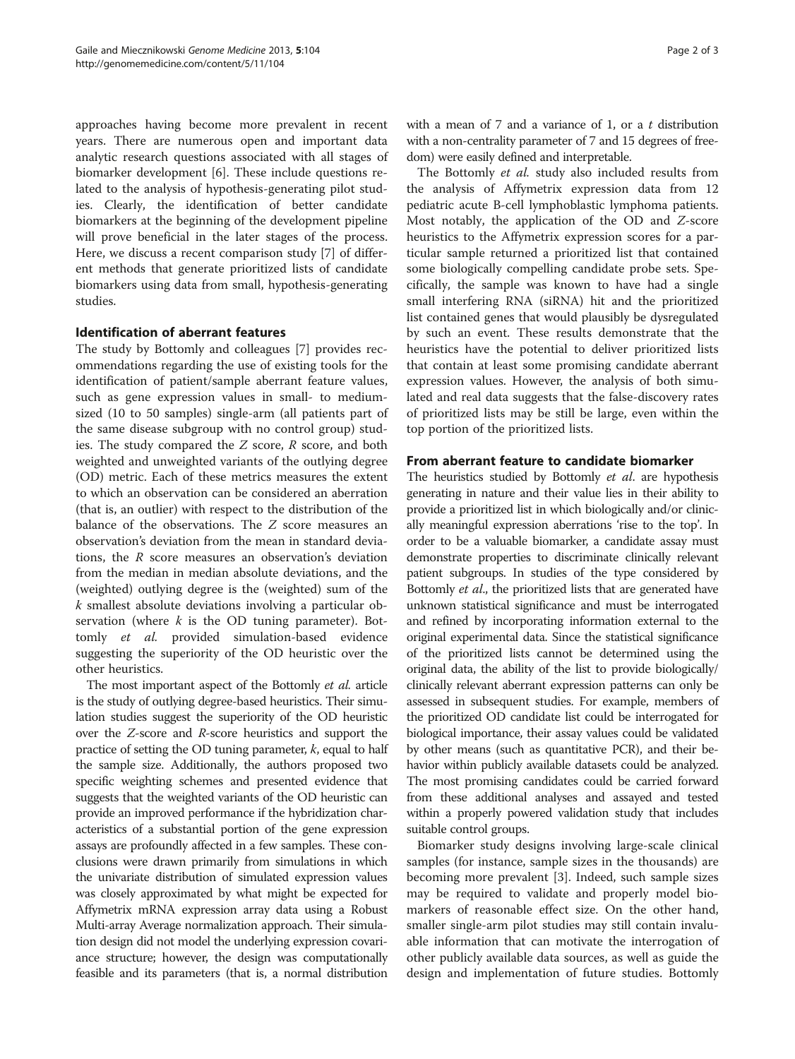approaches having become more prevalent in recent years. There are numerous open and important data analytic research questions associated with all stages of biomarker development [6]. These include questions related to the analysis of hypothesis-generating pilot studies. Clearly, the identification of better candidate biomarkers at the beginning of the development pipeline will prove beneficial in the later stages of the process. Here, we discuss a recent comparison study [7] of different methods that generate prioritized lists of candidate biomarkers using data from small, hypothesis-generating studies.

## Identification of aberrant features

The study by Bottomly and colleagues [7] provides recommendations regarding the use of existing tools for the identification of patient/sample aberrant feature values, such as gene expression values in small- to medium-sized (10 to 50 samples) single-arm (all patients part of the same disease subgroup with no control group) studies. The study compared the $Z$ score, $R$ score, and both weighted and unweighted variants of the outlying degree (OD) metric. Each of these metrics measures the extent to which an observation can be considered an aberration (that is, an outlier) with respect to the distribution of the balance of the observations. The $Z$ score measures an observation's deviation from the mean in standard deviations, the $R$ score measures an observation's deviation from the median in median absolute deviations, and the (weighted) outlying degree is the (weighted) sum of the $k$ smallest absolute deviations involving a particular observation (where $k$ is the OD tuning parameter). Bottomly *et al.* provided simulation-based evidence suggesting the superiority of the OD heuristic over the other heuristics.

The most important aspect of the Bottomly *et al.* article is the study of outlying degree-based heuristics. Their simulation studies suggest the superiority of the OD heuristic over the $Z$-score and $R$-score heuristics and support the practice of setting the OD tuning parameter, $k$, equal to half the sample size. Additionally, the authors proposed two specific weighting schemes and presented evidence that suggests that the weighted variants of the OD heuristic can provide an improved performance if the hybridization characteristics of a substantial portion of the gene expression assays are profoundly affected in a few samples. These conclusions were drawn primarily from simulations in which the univariate distribution of simulated expression values was closely approximated by what might be expected for Affymetrix mRNA expression array data using a Robust Multi-array Average normalization approach. Their simulation design did not model the underlying expression covariance structure; however, the design was computationally feasible and its parameters (that is, a normal distribution with a mean of 7 and a variance of 1, or a $t$ distribution with a non-centrality parameter of 7 and 15 degrees of freedom) were easily defined and interpretable.

The Bottomly *et al.* study also included results from the analysis of Affymetrix expression data from 12 pediatric acute B-cell lymphoblastic lymphoma patients. Most notably, the application of the OD and $Z$-score heuristics to the Affymetrix expression scores for a particular sample returned a prioritized list that contained some biologically compelling candidate probe sets. Specifically, the sample was known to have had a single small interfering RNA (siRNA) hit and the prioritized list contained genes that would plausibly be dysregulated by such an event. These results demonstrate that the heuristics have the potential to deliver prioritized lists that contain at least some promising candidate aberrant expression values. However, the analysis of both simulated and real data suggests that the false-discovery rates of prioritized lists may be still be large, even within the top portion of the prioritized lists.

## From aberrant feature to candidate biomarker

The heuristics studied by Bottomly *et al.* are hypothesis generating in nature and their value lies in their ability to provide a prioritized list in which biologically and/or clinically meaningful expression aberrations 'rise to the top'. In order to be a valuable biomarker, a candidate assay must demonstrate properties to discriminate clinically relevant patient subgroups. In studies of the type considered by Bottomly *et al.*, the prioritized lists that are generated have unknown statistical significance and must be interrogated and refined by incorporating information external to the original experimental data. Since the statistical significance of the prioritized lists cannot be determined using the original data, the ability of the list to provide biologically/clinically relevant aberrant expression patterns can only be assessed in subsequent studies. For example, members of the prioritized OD candidate list could be interrogated for biological importance, their assay values could be validated by other means (such as quantitative PCR), and their behavior within publicly available datasets could be analyzed. The most promising candidates could be carried forward from these additional analyses and assayed and tested within a properly powered validation study that includes suitable control groups.

Biomarker study designs involving large-scale clinical samples (for instance, sample sizes in the thousands) are becoming more prevalent [3]. Indeed, such sample sizes may be required to validate and properly model biomarkers of reasonable effect size. On the other hand, smaller single-arm pilot studies may still contain invaluable information that can motivate the interrogation of other publicly available data sources, as well as guide the design and implementation of future studies. Bottomly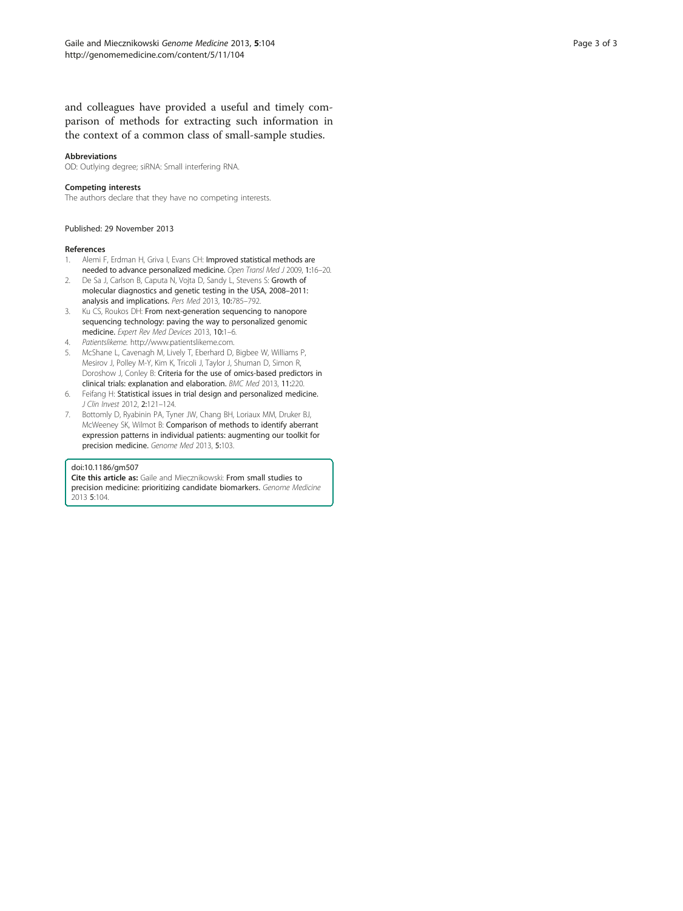and colleagues have provided a useful and timely comparison of methods for extracting such information in the context of a common class of small-sample studies.

### Abbreviations

OD: Outlying degree; siRNA: Small interfering RNA.

### Competing interests

The authors declare that they have no competing interests.

Published: 29 November 2013

### References

1. Alemi F, Erdman H, Griva I, Evans CH: **Improved statistical methods are needed to advance personalized medicine.** *Open Transl Med J* 2009, **1:**16–20.
2. De Sa J, Carlson B, Caputa N, Vojta D, Sandy L, Stevens S: **Growth of molecular diagnostics and genetic testing in the USA, 2008–2011: analysis and implications.** *Pers Med* 2013, **10:**785–792.
3. Ku CS, Roukos DH: **From next-generation sequencing to nanopore sequencing technology: paving the way to personalized genomic medicine.** *Expert Rev Med Devices* 2013, **10:**1–6.
4. *Patientslikeme.* http://www.patientslikeme.com.
5. McShane L, Cavenagh M, Lively T, Eberhard D, Bigbee W, Williams P, Mesirov J, Polley M-Y, Kim K, Tricoli J, Taylor J, Shuman D, Simon R, Doroshow J, Conley B: **Criteria for the use of omics-based predictors in clinical trials: explanation and elaboration.** *BMC Med* 2013, **11:**220.
6. Feifang H: **Statistical issues in trial design and personalized medicine.** *J Clin Invest* 2012, **2:**121–124.
7. Bottomly D, Ryabinin PA, Tyner JW, Chang BH, Loriaux MM, Druker BJ, McWeeney SK, Wilmot B: **Comparison of methods to identify aberrant expression patterns in individual patients: augmenting our toolkit for precision medicine.** *Genome Med* 2013, **5:**103.

doi:10.1186/gm507

**Cite this article as:** Gaile and Miecznikowski: **From small studies to precision medicine: prioritizing candidate biomarkers.** *Genome Medicine* 2013 **5**:104.